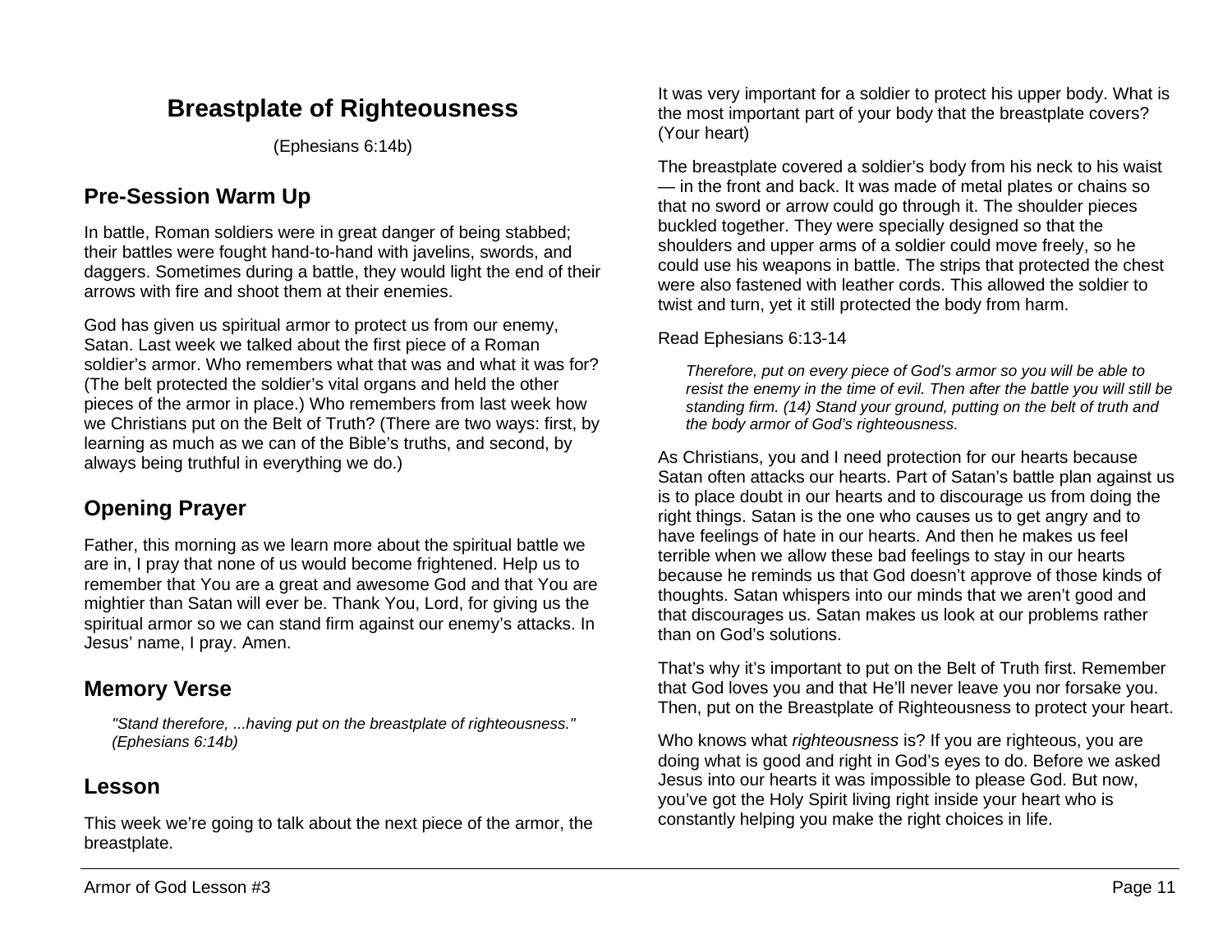# Breastplate of Righteousness

(Ephesians 6:14b)

## Pre-Session Warm Up

In battle, Roman soldiers were in great danger of being stabbed; their battles were fought hand-to-hand with javelins, swords, and daggers. Sometimes during a battle, they would light the end of their arrows with fire and shoot them at their enemies.

God has given us spiritual armor to protect us from our enemy, Satan. Last week we talked about the first piece of a Roman soldier's armor. Who remembers what that was and what it was for? (The belt protected the soldier's vital organs and held the other pieces of the armor in place.) Who remembers from last week how we Christians put on the Belt of Truth? (There are two ways: first, by learning as much as we can of the Bible's truths, and second, by always being truthful in everything we do.)

## Opening Prayer

Father, this morning as we learn more about the spiritual battle we are in, I pray that none of us would become frightened. Help us to remember that You are a great and awesome God and that You are mightier than Satan will ever be. Thank You, Lord, for giving us the spiritual armor so we can stand firm against our enemy's attacks. In Jesus' name, I pray. Amen.

## Memory Verse

> *"Stand therefore, ...having put on the breastplate of righteousness." (Ephesians 6:14b)*

## Lesson

This week we're going to talk about the next piece of the armor, the breastplate.

It was very important for a soldier to protect his upper body. What is the most important part of your body that the breastplate covers? (Your heart)

The breastplate covered a soldier's body from his neck to his waist — in the front and back. It was made of metal plates or chains so that no sword or arrow could go through it. The shoulder pieces buckled together. They were specially designed so that the shoulders and upper arms of a soldier could move freely, so he could use his weapons in battle. The strips that protected the chest were also fastened with leather cords. This allowed the soldier to twist and turn, yet it still protected the body from harm.

Read Ephesians 6:13-14

> *Therefore, put on every piece of God's armor so you will be able to resist the enemy in the time of evil. Then after the battle you will still be standing firm. (14) Stand your ground, putting on the belt of truth and the body armor of God's righteousness.*

As Christians, you and I need protection for our hearts because Satan often attacks our hearts. Part of Satan's battle plan against us is to place doubt in our hearts and to discourage us from doing the right things. Satan is the one who causes us to get angry and to have feelings of hate in our hearts. And then he makes us feel terrible when we allow these bad feelings to stay in our hearts because he reminds us that God doesn't approve of those kinds of thoughts. Satan whispers into our minds that we aren't good and that discourages us. Satan makes us look at our problems rather than on God's solutions.

That's why it's important to put on the Belt of Truth first. Remember that God loves you and that He'll never leave you nor forsake you. Then, put on the Breastplate of Righteousness to protect your heart.

Who knows what *righteousness* is? If you are righteous, you are doing what is good and right in God's eyes to do. Before we asked Jesus into our hearts it was impossible to please God. But now, you've got the Holy Spirit living right inside your heart who is constantly helping you make the right choices in life.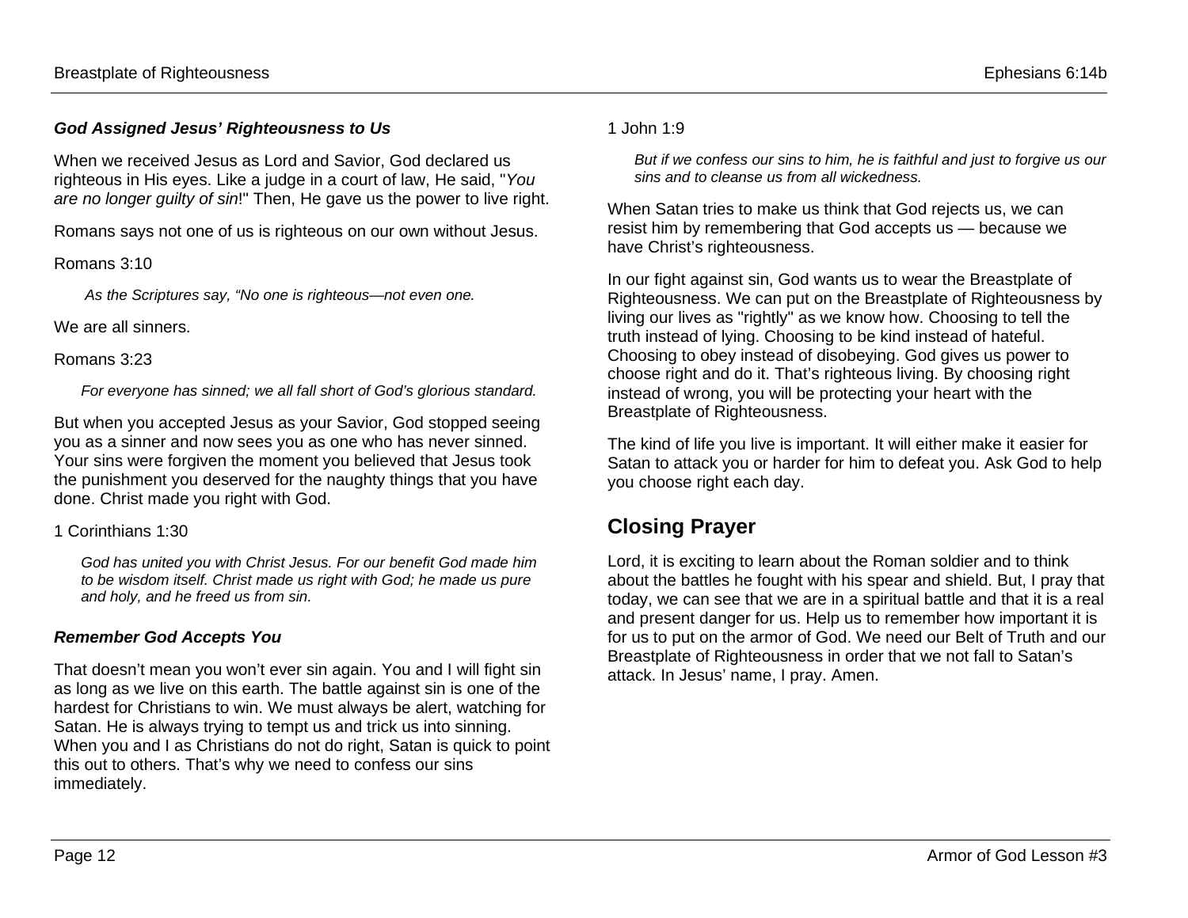### *God Assigned Jesus' Righteousness to Us*

When we received Jesus as Lord and Savior, God declared us righteous in His eyes. Like a judge in a court of law, He said, "*You are no longer guilty of sin*!" Then, He gave us the power to live right.

Romans says not one of us is righteous on our own without Jesus.

Romans 3:10

> *As the Scriptures say, "No one is righteous—not even one.*

We are all sinners.

Romans 3:23

> *For everyone has sinned; we all fall short of God's glorious standard.*

But when you accepted Jesus as your Savior, God stopped seeing you as a sinner and now sees you as one who has never sinned. Your sins were forgiven the moment you believed that Jesus took the punishment you deserved for the naughty things that you have done. Christ made you right with God.

1 Corinthians 1:30

> *God has united you with Christ Jesus. For our benefit God made him to be wisdom itself. Christ made us right with God; he made us pure and holy, and he freed us from sin.*

### *Remember God Accepts You*

That doesn't mean you won't ever sin again. You and I will fight sin as long as we live on this earth. The battle against sin is one of the hardest for Christians to win. We must always be alert, watching for Satan. He is always trying to tempt us and trick us into sinning. When you and I as Christians do not do right, Satan is quick to point this out to others. That's why we need to confess our sins immediately.

1 John 1:9

> *But if we confess our sins to him, he is faithful and just to forgive us our sins and to cleanse us from all wickedness.*

When Satan tries to make us think that God rejects us, we can resist him by remembering that God accepts us — because we have Christ's righteousness.

In our fight against sin, God wants us to wear the Breastplate of Righteousness. We can put on the Breastplate of Righteousness by living our lives as "rightly" as we know how. Choosing to tell the truth instead of lying. Choosing to be kind instead of hateful. Choosing to obey instead of disobeying. God gives us power to choose right and do it. That's righteous living. By choosing right instead of wrong, you will be protecting your heart with the Breastplate of Righteousness.

The kind of life you live is important. It will either make it easier for Satan to attack you or harder for him to defeat you. Ask God to help you choose right each day.

## Closing Prayer

Lord, it is exciting to learn about the Roman soldier and to think about the battles he fought with his spear and shield. But, I pray that today, we can see that we are in a spiritual battle and that it is a real and present danger for us. Help us to remember how important it is for us to put on the armor of God. We need our Belt of Truth and our Breastplate of Righteousness in order that we not fall to Satan's attack. In Jesus' name, I pray. Amen.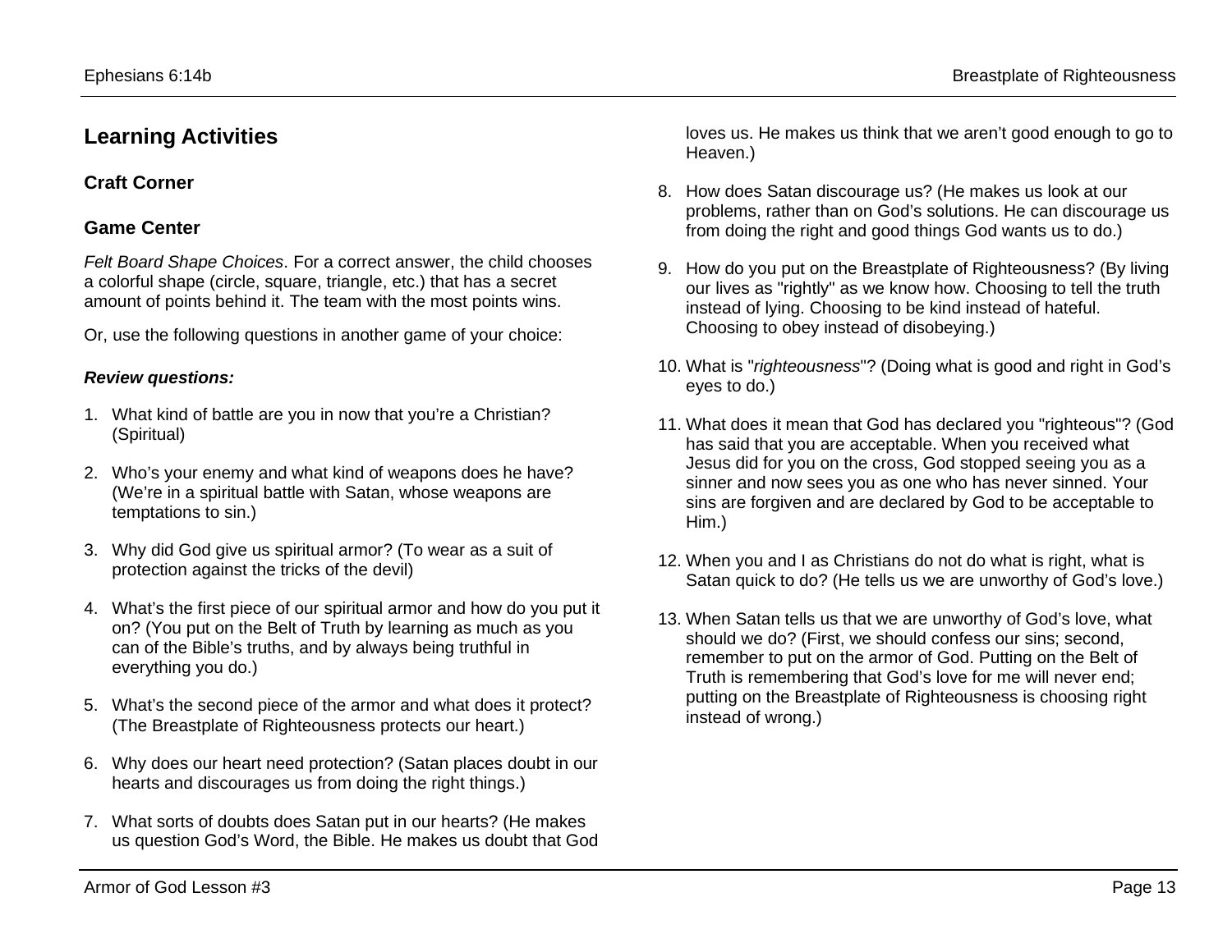## Learning Activities

### Craft Corner

### Game Center

*Felt Board Shape Choices*. For a correct answer, the child chooses a colorful shape (circle, square, triangle, etc.) that has a secret amount of points behind it. The team with the most points wins.

Or, use the following questions in another game of your choice:

***Review questions:***

1. What kind of battle are you in now that you're a Christian? (Spiritual)
2. Who's your enemy and what kind of weapons does he have? (We're in a spiritual battle with Satan, whose weapons are temptations to sin.)
3. Why did God give us spiritual armor? (To wear as a suit of protection against the tricks of the devil)
4. What's the first piece of our spiritual armor and how do you put it on? (You put on the Belt of Truth by learning as much as you can of the Bible's truths, and by always being truthful in everything you do.)
5. What's the second piece of the armor and what does it protect? (The Breastplate of Righteousness protects our heart.)
6. Why does our heart need protection? (Satan places doubt in our hearts and discourages us from doing the right things.)
7. What sorts of doubts does Satan put in our hearts? (He makes us question God's Word, the Bible. He makes us doubt that God loves us. He makes us think that we aren't good enough to go to Heaven.)
8. How does Satan discourage us? (He makes us look at our problems, rather than on God's solutions. He can discourage us from doing the right and good things God wants us to do.)
9. How do you put on the Breastplate of Righteousness? (By living our lives as "rightly" as we know how. Choosing to tell the truth instead of lying. Choosing to be kind instead of hateful. Choosing to obey instead of disobeying.)
10. What is "*righteousness*"? (Doing what is good and right in God's eyes to do.)
11. What does it mean that God has declared you "righteous"? (God has said that you are acceptable. When you received what Jesus did for you on the cross, God stopped seeing you as a sinner and now sees you as one who has never sinned. Your sins are forgiven and are declared by God to be acceptable to Him.)
12. When you and I as Christians do not do what is right, what is Satan quick to do? (He tells us we are unworthy of God's love.)
13. When Satan tells us that we are unworthy of God's love, what should we do? (First, we should confess our sins; second, remember to put on the armor of God. Putting on the Belt of Truth is remembering that God's love for me will never end; putting on the Breastplate of Righteousness is choosing right instead of wrong.)